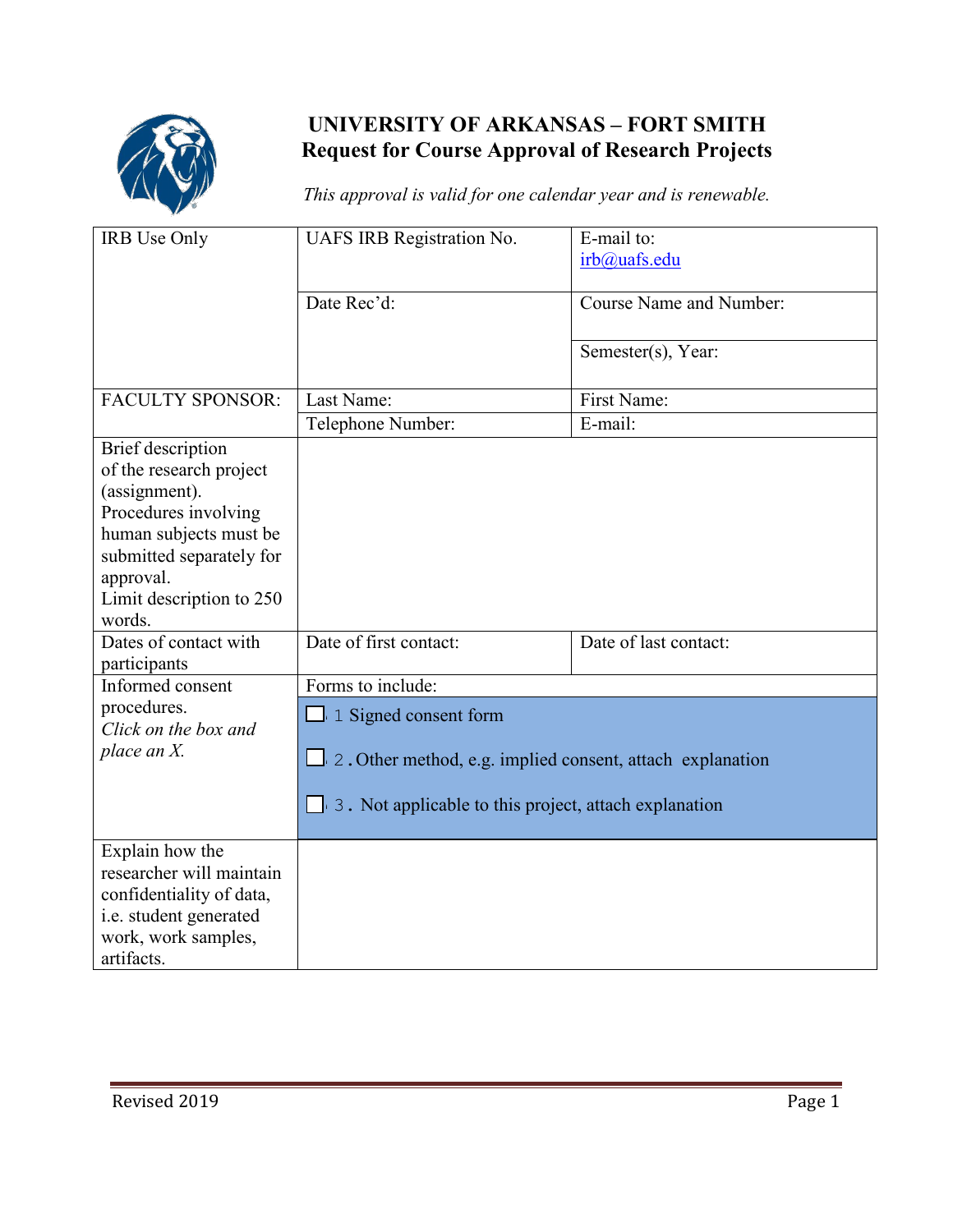# UNIVERSITY OF ARKANSAS – FORT SMITH
## Request for Course Approval of Research Projects

*This approval is valid for one calendar year and is renewable.*

| IRB Use Only | UAFS IRB Registration No. | E-mail to: irb@uafs.edu |
|---|---|---|
| | Date Rec'd: | Course Name and Number: |
| | | Semester(s), Year: |
| FACULTY SPONSOR: | Last Name: | First Name: |
| | Telephone Number: | E-mail: |
| Brief description of the research project (assignment). Procedures involving human subjects must be submitted separately for approval. Limit description to 250 words. | | |
| Dates of contact with participants | Date of first contact: | Date of last contact: |
| Informed consent procedures. *Click on the box and place an X.* | Forms to include: | |
| | ☐ 1 Signed consent form<br>☐ 2. Other method, e.g. implied consent, attach explanation<br>☐ 3. Not applicable to this project, attach explanation | |
| Explain how the researcher will maintain confidentiality of data, i.e. student generated work, work samples, artifacts. | | |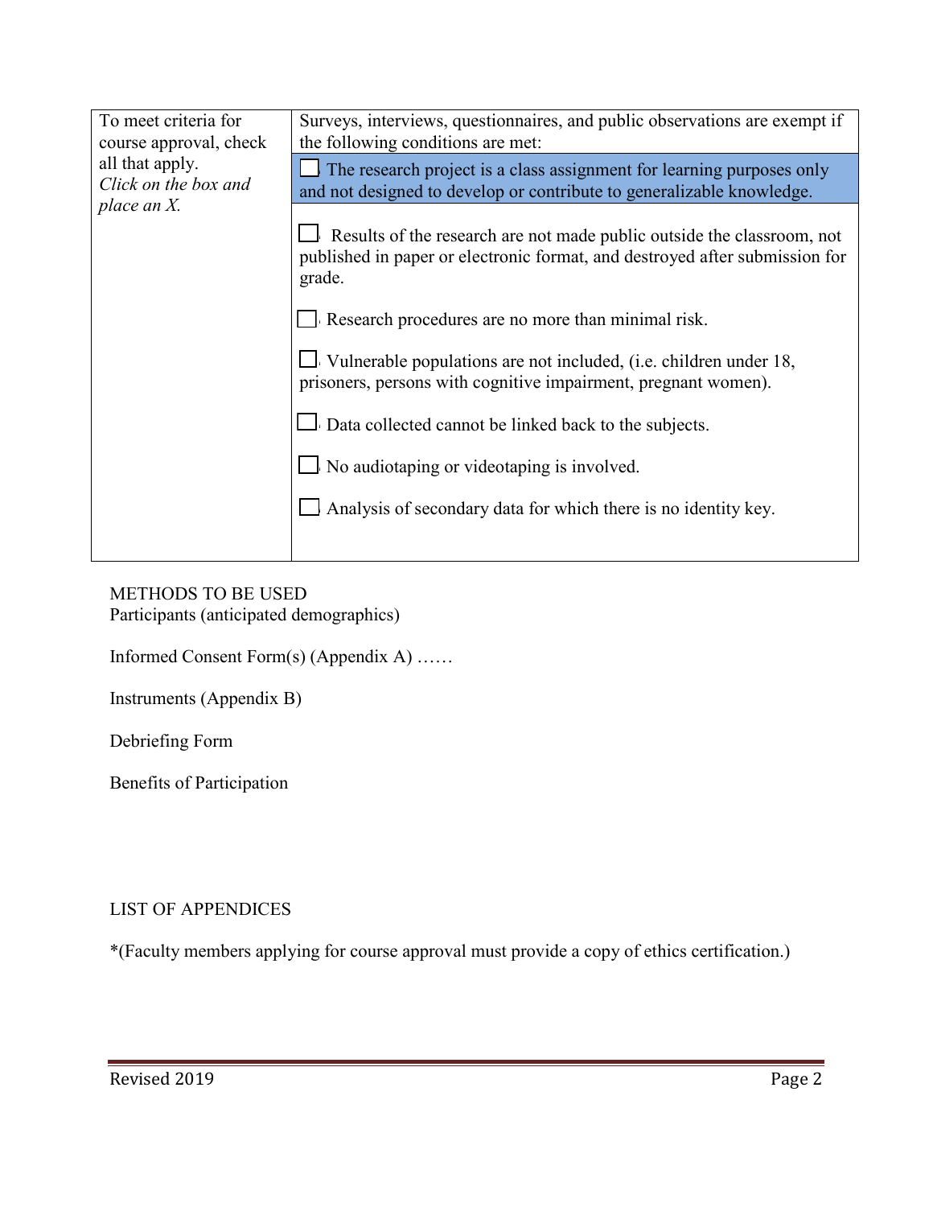| | |
|---|---|
| To meet criteria for course approval, check all that apply. *Click on the box and place an X.* | Surveys, interviews, questionnaires, and public observations are exempt if the following conditions are met: |
| | ☐ The research project is a class assignment for learning purposes only and not designed to develop or contribute to generalizable knowledge. |
| | ☐ Results of the research are not made public outside the classroom, not published in paper or electronic format, and destroyed after submission for grade.<br><br>☐ Research procedures are no more than minimal risk.<br><br>☐ Vulnerable populations are not included, (i.e. children under 18, prisoners, persons with cognitive impairment, pregnant women).<br><br>☐ Data collected cannot be linked back to the subjects.<br><br>☐ No audiotaping or videotaping is involved.<br><br>☐ Analysis of secondary data for which there is no identity key. |

METHODS TO BE USED

Participants (anticipated demographics)

Informed Consent Form(s) (Appendix A) ……

Instruments (Appendix B)

Debriefing Form

Benefits of Participation

LIST OF APPENDICES

*(Faculty members applying for course approval must provide a copy of ethics certification.)

Revised 2019